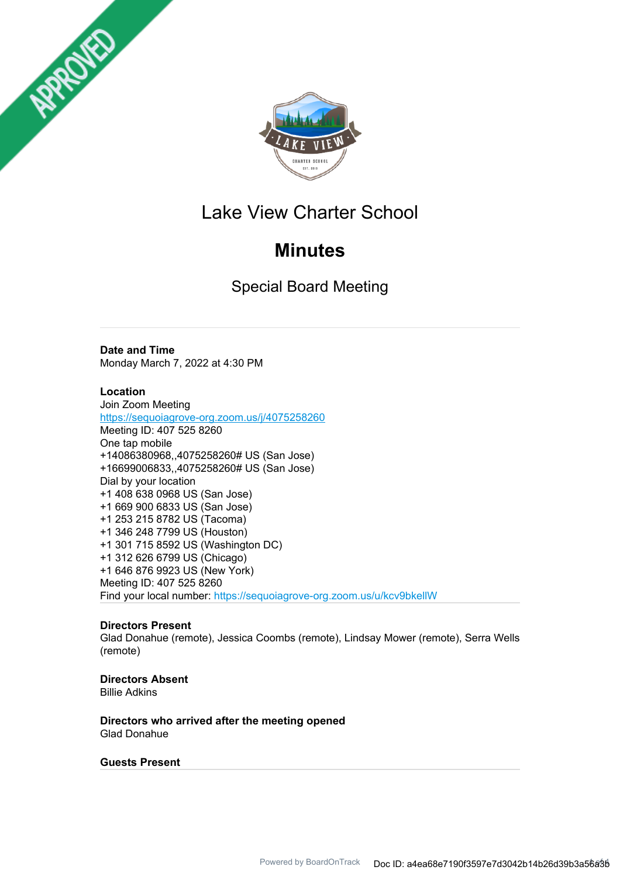# Lake View Charter School

## Minutes

### Special Board Meeting

**Date and Time**
Monday March 7, 2022 at 4:30 PM

**Location**
Join Zoom Meeting
https://sequoiagrove-org.zoom.us/j/4075258260
Meeting ID: 407 525 8260
One tap mobile
+14086380968,,4075258260# US (San Jose)
+16699006833,,4075258260# US (San Jose)
Dial by your location
+1 408 638 0968 US (San Jose)
+1 669 900 6833 US (San Jose)
+1 253 215 8782 US (Tacoma)
+1 346 248 7799 US (Houston)
+1 301 715 8592 US (Washington DC)
+1 312 626 6799 US (Chicago)
+1 646 876 9923 US (New York)
Meeting ID: 407 525 8260
Find your local number: https://sequoiagrove-org.zoom.us/u/kcv9bkellW

**Directors Present**
Glad Donahue (remote), Jessica Coombs (remote), Lindsay Mower (remote), Serra Wells (remote)

**Directors Absent**
Billie Adkins

**Directors who arrived after the meeting opened**
Glad Donahue

**Guests Present**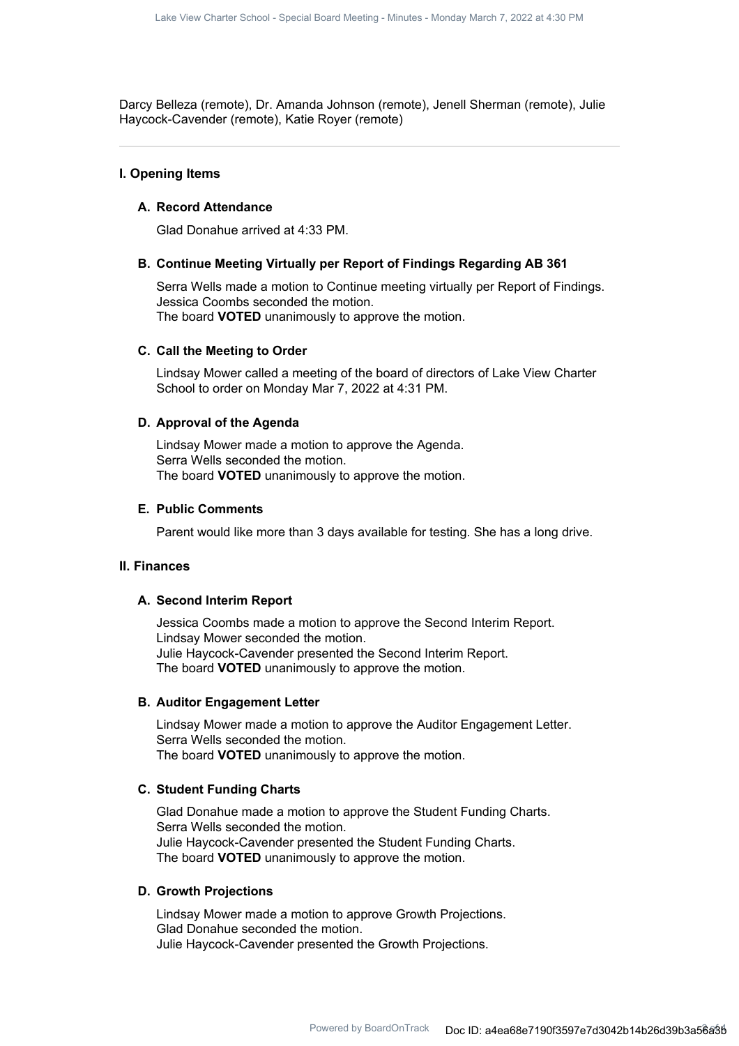Darcy Belleza (remote), Dr. Amanda Johnson (remote), Jenell Sherman (remote), Julie Haycock-Cavender (remote), Katie Royer (remote)

---

## I. Opening Items

### A. Record Attendance

Glad Donahue arrived at 4:33 PM.

### B. Continue Meeting Virtually per Report of Findings Regarding AB 361

Serra Wells made a motion to Continue meeting virtually per Report of Findings.
Jessica Coombs seconded the motion.
The board **VOTED** unanimously to approve the motion.

### C. Call the Meeting to Order

Lindsay Mower called a meeting of the board of directors of Lake View Charter School to order on Monday Mar 7, 2022 at 4:31 PM.

### D. Approval of the Agenda

Lindsay Mower made a motion to approve the Agenda.
Serra Wells seconded the motion.
The board **VOTED** unanimously to approve the motion.

### E. Public Comments

Parent would like more than 3 days available for testing. She has a long drive.

## II. Finances

### A. Second Interim Report

Jessica Coombs made a motion to approve the Second Interim Report.
Lindsay Mower seconded the motion.
Julie Haycock-Cavender presented the Second Interim Report.
The board **VOTED** unanimously to approve the motion.

### B. Auditor Engagement Letter

Lindsay Mower made a motion to approve the Auditor Engagement Letter.
Serra Wells seconded the motion.
The board **VOTED** unanimously to approve the motion.

### C. Student Funding Charts

Glad Donahue made a motion to approve the Student Funding Charts.
Serra Wells seconded the motion.
Julie Haycock-Cavender presented the Student Funding Charts.
The board **VOTED** unanimously to approve the motion.

### D. Growth Projections

Lindsay Mower made a motion to approve Growth Projections.
Glad Donahue seconded the motion.
Julie Haycock-Cavender presented the Growth Projections.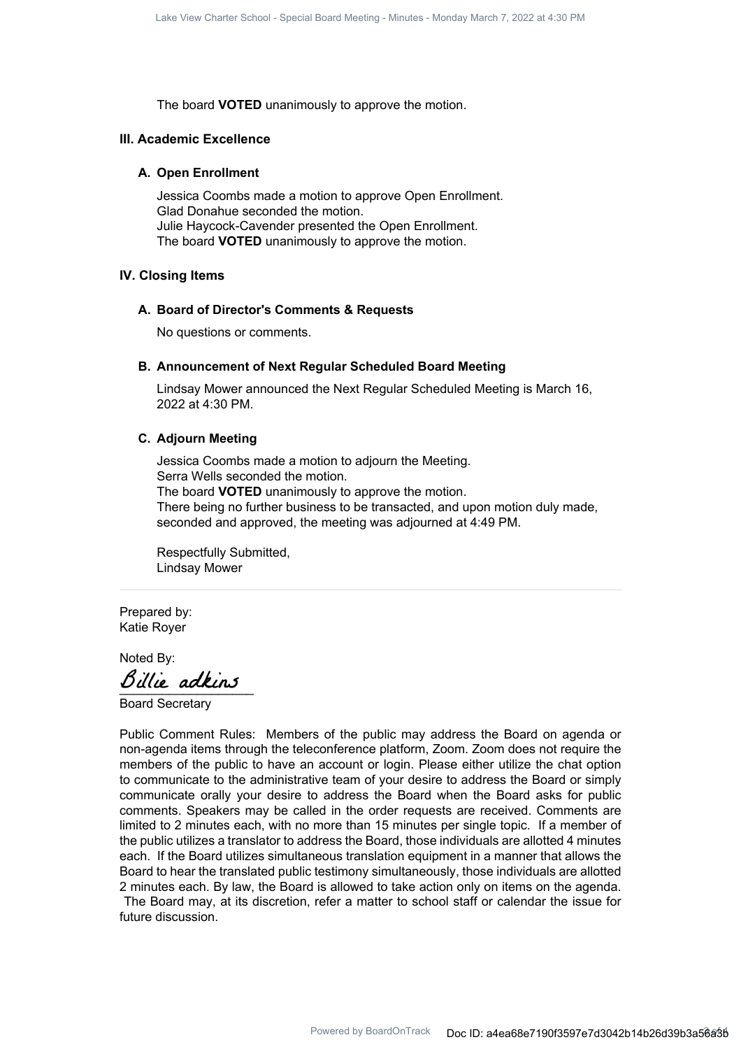The board **VOTED** unanimously to approve the motion.

## III. Academic Excellence

### A. Open Enrollment

Jessica Coombs made a motion to approve Open Enrollment.
Glad Donahue seconded the motion.
Julie Haycock-Cavender presented the Open Enrollment.
The board **VOTED** unanimously to approve the motion.

## IV. Closing Items

### A. Board of Director's Comments & Requests

No questions or comments.

### B. Announcement of Next Regular Scheduled Board Meeting

Lindsay Mower announced the Next Regular Scheduled Meeting is March 16, 2022 at 4:30 PM.

### C. Adjourn Meeting

Jessica Coombs made a motion to adjourn the Meeting.
Serra Wells seconded the motion.
The board **VOTED** unanimously to approve the motion.
There being no further business to be transacted, and upon motion duly made, seconded and approved, the meeting was adjourned at 4:49 PM.

Respectfully Submitted,
Lindsay Mower

---

Prepared by:
Katie Royer

Noted By:
Billie adkins
Board Secretary

Public Comment Rules: Members of the public may address the Board on agenda or non-agenda items through the teleconference platform, Zoom. Zoom does not require the members of the public to have an account or login. Please either utilize the chat option to communicate to the administrative team of your desire to address the Board or simply communicate orally your desire to address the Board when the Board asks for public comments. Speakers may be called in the order requests are received. Comments are limited to 2 minutes each, with no more than 15 minutes per single topic. If a member of the public utilizes a translator to address the Board, those individuals are allotted 4 minutes each. If the Board utilizes simultaneous translation equipment in a manner that allows the Board to hear the translated public testimony simultaneously, those individuals are allotted 2 minutes each. By law, the Board is allowed to take action only on items on the agenda. The Board may, at its discretion, refer a matter to school staff or calendar the issue for future discussion.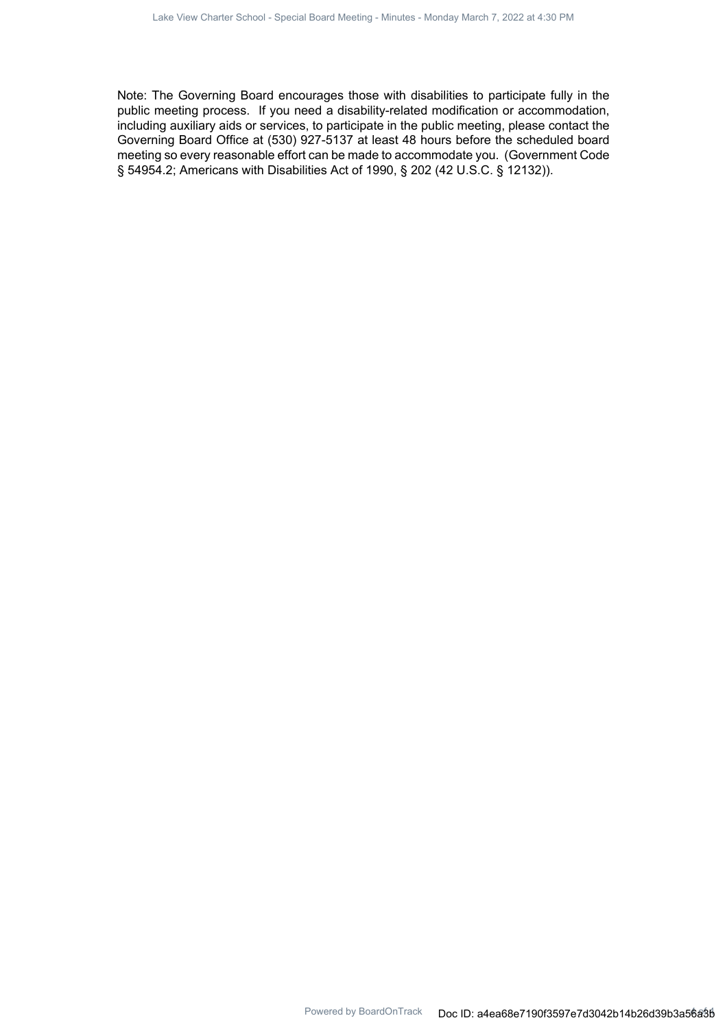Note: The Governing Board encourages those with disabilities to participate fully in the public meeting process. If you need a disability-related modification or accommodation, including auxiliary aids or services, to participate in the public meeting, please contact the Governing Board Office at (530) 927-5137 at least 48 hours before the scheduled board meeting so every reasonable effort can be made to accommodate you. (Government Code § 54954.2; Americans with Disabilities Act of 1990, § 202 (42 U.S.C. § 12132)).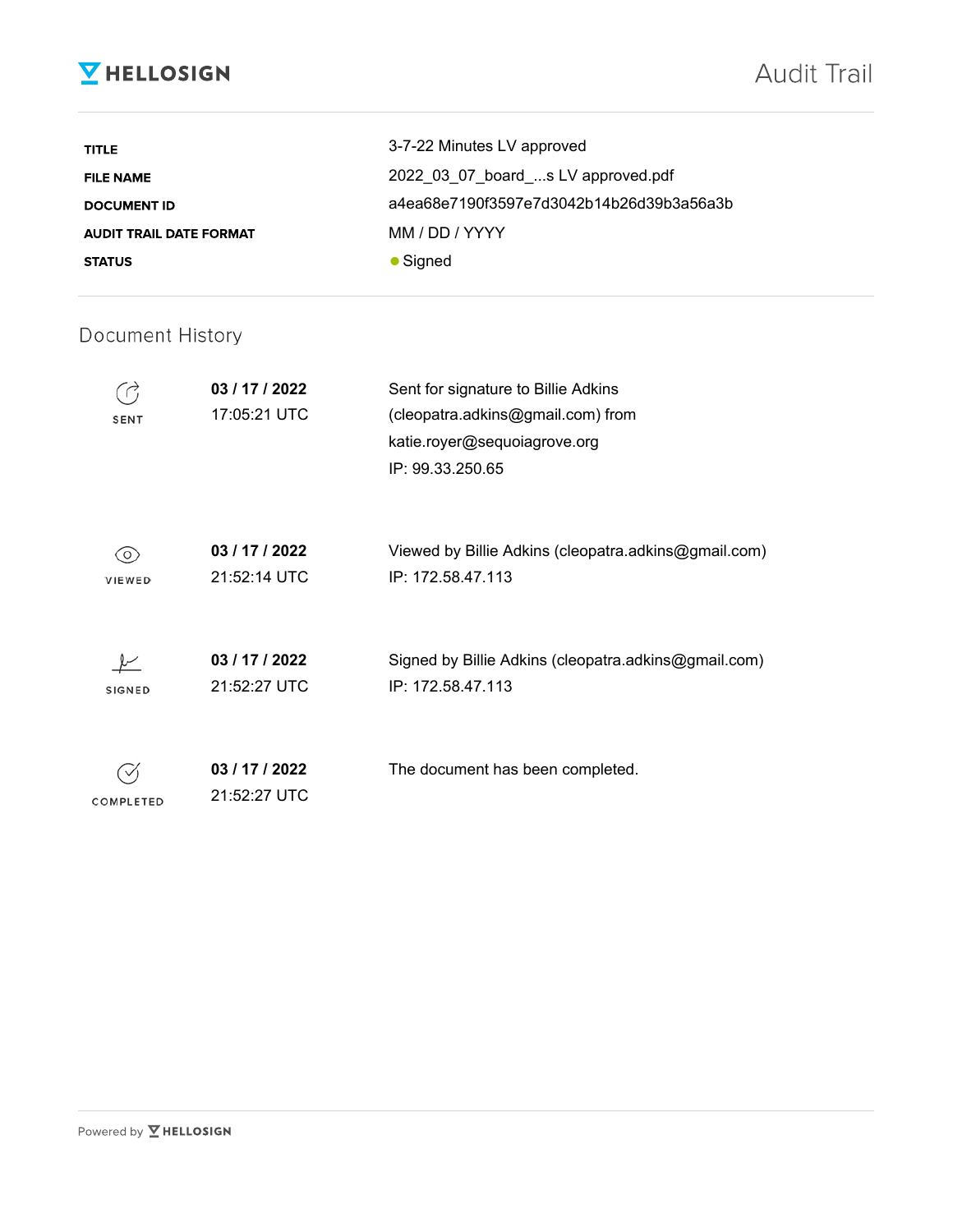HELLOSIGN

# Audit Trail

| | |
|---|---|
| **TITLE** | 3-7-22 Minutes LV approved |
| **FILE NAME** | 2022_03_07_board_...s LV approved.pdf |
| **DOCUMENT ID** | a4ea68e7190f3597e7d3042b14b26d39b3a56a3b |
| **AUDIT TRAIL DATE FORMAT** | MM / DD / YYYY |
| **STATUS** | ● Signed |

## Document History

| | | |
|---|---|---|
| SENT | **03 / 17 / 2022** 17:05:21 UTC | Sent for signature to Billie Adkins (cleopatra.adkins@gmail.com) from katie.royer@sequoiagrove.org IP: 99.33.250.65 |
| VIEWED | **03 / 17 / 2022** 21:52:14 UTC | Viewed by Billie Adkins (cleopatra.adkins@gmail.com) IP: 172.58.47.113 |
| SIGNED | **03 / 17 / 2022** 21:52:27 UTC | Signed by Billie Adkins (cleopatra.adkins@gmail.com) IP: 172.58.47.113 |
| COMPLETED | **03 / 17 / 2022** 21:52:27 UTC | The document has been completed. |